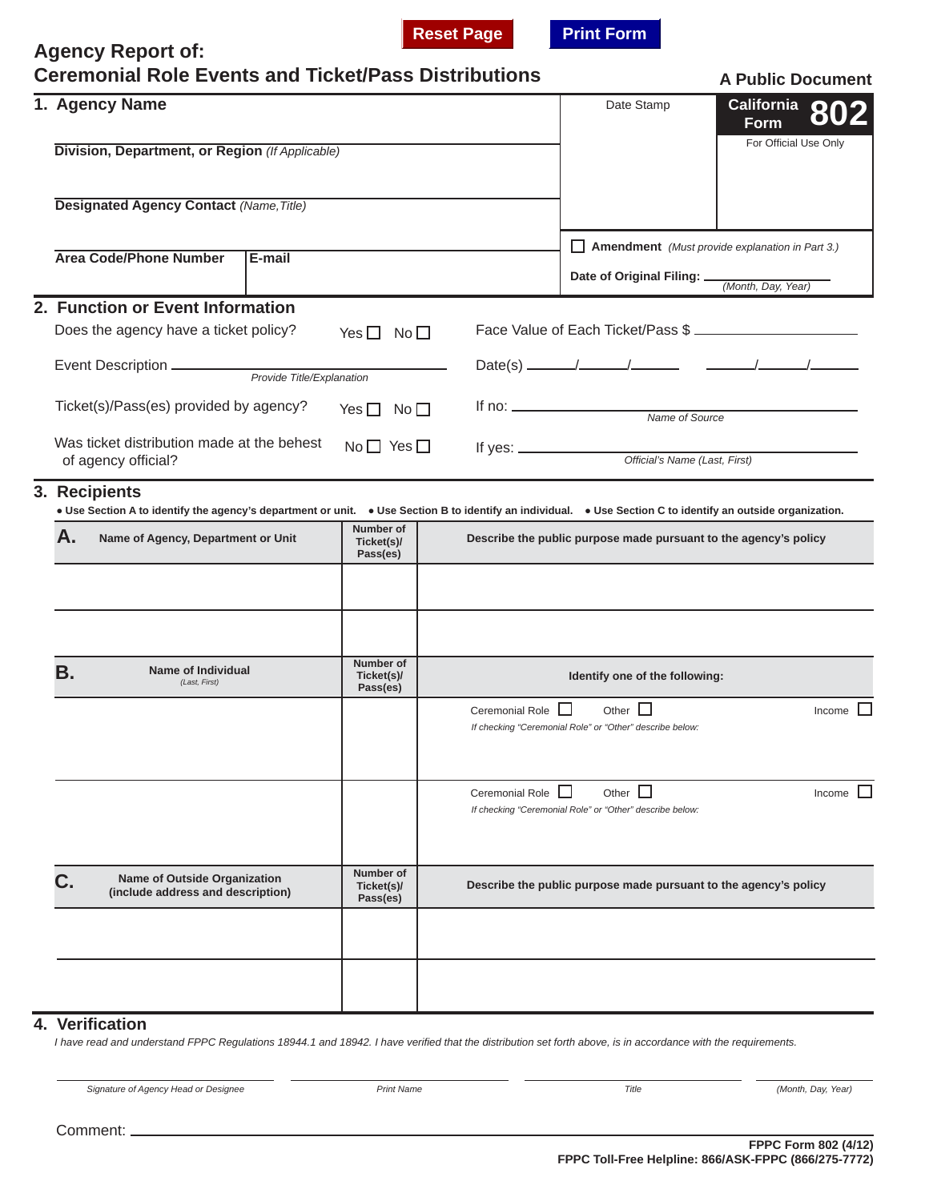Reset Page | Print Form

# Agency Report of: Ceremonial Role Events and Ticket/Pass Distributions

**A Public Document**

**California Form 802**

Date Stamp

For Official Use Only

## 1. Agency Name

**Division, Department, or Region** *(If Applicable)*

**Designated Agency Contact** *(Name,Title)*

**Area Code/Phone Number** | **E-mail**

☐ **Amendment** *(Must provide explanation in Part 3.)*

**Date of Original Filing:** ________ *(Month, Day, Year)*

## 2. Function or Event Information

Does the agency have a ticket policy? Yes ☐ No ☐

Face Value of Each Ticket/Pass $ ________

Event Description ________ *Provide Title/Explanation*

Date(s) ____/____/____ ____/____/____

Ticket(s)/Pass(es) provided by agency? Yes ☐ No ☐

If no: ________ *Name of Source*

Was ticket distribution made at the behest of agency official? No ☐ Yes ☐

If yes: ________ *Official's Name (Last, First)*

## 3. Recipients

- **Use Section A to identify the agency's department or unit.**
- **Use Section B to identify an individual.**
- **Use Section C to identify an outside organization.**

| **A.** Name of Agency, Department or Unit | Number of Ticket(s)/ Pass(es) | Describe the public purpose made pursuant to the agency's policy |
|---|---|---|
| | | |
| | | |

| **B.** Name of Individual *(Last, First)* | Number of Ticket(s)/ Pass(es) | Identify one of the following: |
|---|---|---|
| | | Ceremonial Role ☐ Other ☐ Income ☐ *If checking "Ceremonial Role" or "Other" describe below:* |
| | | Ceremonial Role ☐ Other ☐ Income ☐ *If checking "Ceremonial Role" or "Other" describe below:* |

| **C.** Name of Outside Organization (include address and description) | Number of Ticket(s)/ Pass(es) | Describe the public purpose made pursuant to the agency's policy |
|---|---|---|
| | | |
| | | |

## 4. Verification

*I have read and understand FPPC Regulations 18944.1 and 18942. I have verified that the distribution set forth above, is in accordance with the requirements.*

| ________ | ________ | ________ | ________ |
|---|---|---|---|
| *Signature of Agency Head or Designee* | *Print Name* | *Title* | *(Month, Day, Year)* |

Comment: ________

**FPPC Form 802 (4/12)**
**FPPC Toll-Free Helpline: 866/ASK-FPPC (866/275-7772)**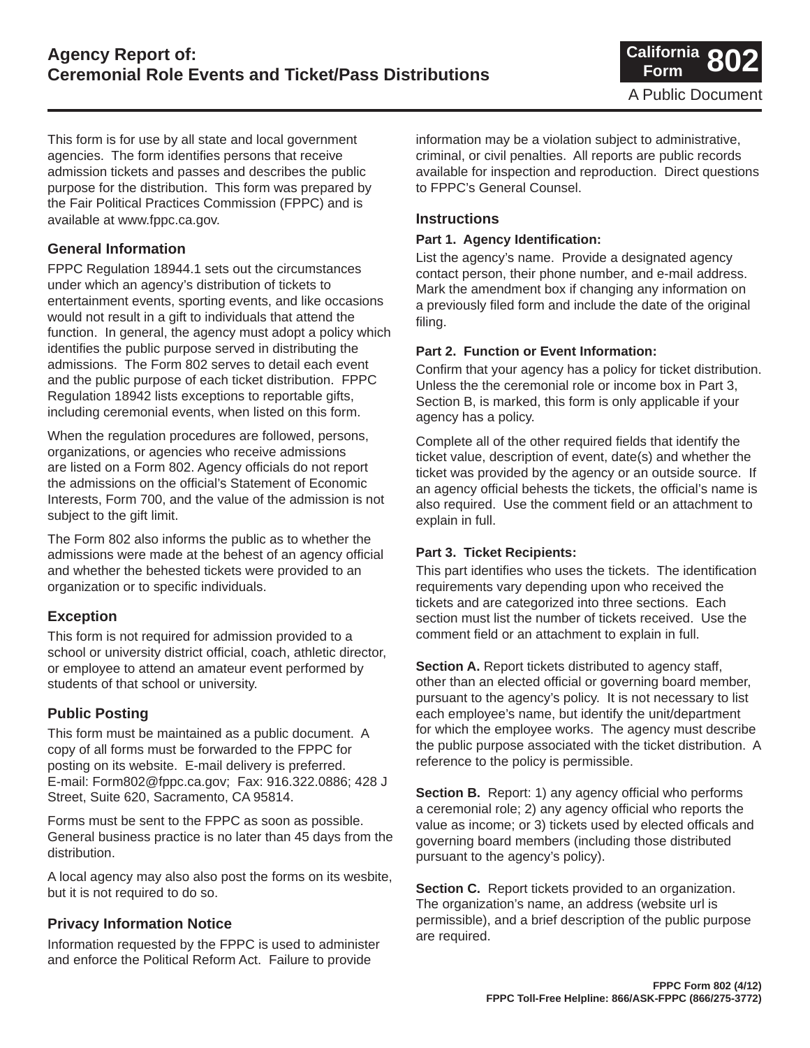# Agency Report of: Ceremonial Role Events and Ticket/Pass Distributions

**California Form 802**

A Public Document

This form is for use by all state and local government agencies. The form identifies persons that receive admission tickets and passes and describes the public purpose for the distribution. This form was prepared by the Fair Political Practices Commission (FPPC) and is available at www.fppc.ca.gov.

## General Information

FPPC Regulation 18944.1 sets out the circumstances under which an agency's distribution of tickets to entertainment events, sporting events, and like occasions would not result in a gift to individuals that attend the function. In general, the agency must adopt a policy which identifies the public purpose served in distributing the admissions. The Form 802 serves to detail each event and the public purpose of each ticket distribution. FPPC Regulation 18942 lists exceptions to reportable gifts, including ceremonial events, when listed on this form.

When the regulation procedures are followed, persons, organizations, or agencies who receive admissions are listed on a Form 802. Agency officials do not report the admissions on the official's Statement of Economic Interests, Form 700, and the value of the admission is not subject to the gift limit.

The Form 802 also informs the public as to whether the admissions were made at the behest of an agency official and whether the behested tickets were provided to an organization or to specific individuals.

## Exception

This form is not required for admission provided to a school or university district official, coach, athletic director, or employee to attend an amateur event performed by students of that school or university.

## Public Posting

This form must be maintained as a public document. A copy of all forms must be forwarded to the FPPC for posting on its website. E-mail delivery is preferred. E-mail: Form802@fppc.ca.gov; Fax: 916.322.0886; 428 J Street, Suite 620, Sacramento, CA 95814.

Forms must be sent to the FPPC as soon as possible. General business practice is no later than 45 days from the distribution.

A local agency may also also post the forms on its wesbite, but it is not required to do so.

## Privacy Information Notice

Information requested by the FPPC is used to administer and enforce the Political Reform Act. Failure to provide information may be a violation subject to administrative, criminal, or civil penalties. All reports are public records available for inspection and reproduction. Direct questions to FPPC's General Counsel.

## Instructions

**Part 1. Agency Identification:**

List the agency's name. Provide a designated agency contact person, their phone number, and e-mail address. Mark the amendment box if changing any information on a previously filed form and include the date of the original filing.

**Part 2. Function or Event Information:**

Confirm that your agency has a policy for ticket distribution. Unless the the ceremonial role or income box in Part 3, Section B, is marked, this form is only applicable if your agency has a policy.

Complete all of the other required fields that identify the ticket value, description of event, date(s) and whether the ticket was provided by the agency or an outside source. If an agency official behests the tickets, the official's name is also required. Use the comment field or an attachment to explain in full.

**Part 3. Ticket Recipients:**

This part identifies who uses the tickets. The identification requirements vary depending upon who received the tickets and are categorized into three sections. Each section must list the number of tickets received. Use the comment field or an attachment to explain in full.

**Section A.** Report tickets distributed to agency staff, other than an elected official or governing board member, pursuant to the agency's policy. It is not necessary to list each employee's name, but identify the unit/department for which the employee works. The agency must describe the public purpose associated with the ticket distribution. A reference to the policy is permissible.

**Section B.** Report: 1) any agency official who performs a ceremonial role; 2) any agency official who reports the value as income; or 3) tickets used by elected officials and governing board members (including those distributed pursuant to the agency's policy).

**Section C.** Report tickets provided to an organization. The organization's name, an address (website url is permissible), and a brief description of the public purpose are required.

**FPPC Form 802 (4/12)**
**FPPC Toll-Free Helpline: 866/ASK-FPPC (866/275-3772)**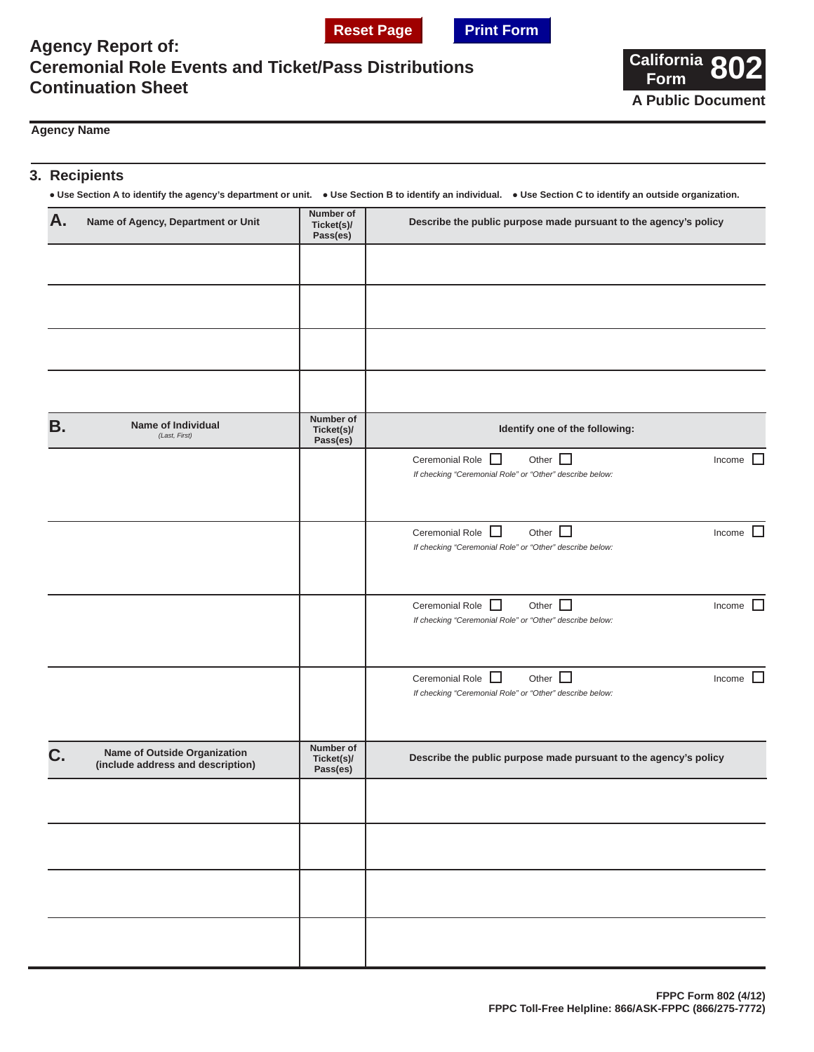# Agency Report of: Ceremonial Role Events and Ticket/Pass Distributions Continuation Sheet

**California Form 802**

**A Public Document**

**Agency Name**

## 3. Recipients

● Use Section A to identify the agency's department or unit. ● Use Section B to identify an individual. ● Use Section C to identify an outside organization.

| A. Name of Agency, Department or Unit | Number of Ticket(s)/ Pass(es) | Describe the public purpose made pursuant to the agency's policy |
|---|---|---|
| | | |
| | | |
| | | |
| | | |

| B. Name of Individual *(Last, First)* | Number of Ticket(s)/ Pass(es) | Identify one of the following: |
|---|---|---|
| | | Ceremonial Role ☐ Other ☐ Income ☐ *If checking "Ceremonial Role" or "Other" describe below:* |
| | | Ceremonial Role ☐ Other ☐ Income ☐ *If checking "Ceremonial Role" or "Other" describe below:* |
| | | Ceremonial Role ☐ Other ☐ Income ☐ *If checking "Ceremonial Role" or "Other" describe below:* |
| | | Ceremonial Role ☐ Other ☐ Income ☐ *If checking "Ceremonial Role" or "Other" describe below:* |

| C. Name of Outside Organization (include address and description) | Number of Ticket(s)/ Pass(es) | Describe the public purpose made pursuant to the agency's policy |
|---|---|---|
| | | |
| | | |
| | | |
| | | |

**FPPC Form 802 (4/12)**
**FPPC Toll-Free Helpline: 866/ASK-FPPC (866/275-7772)**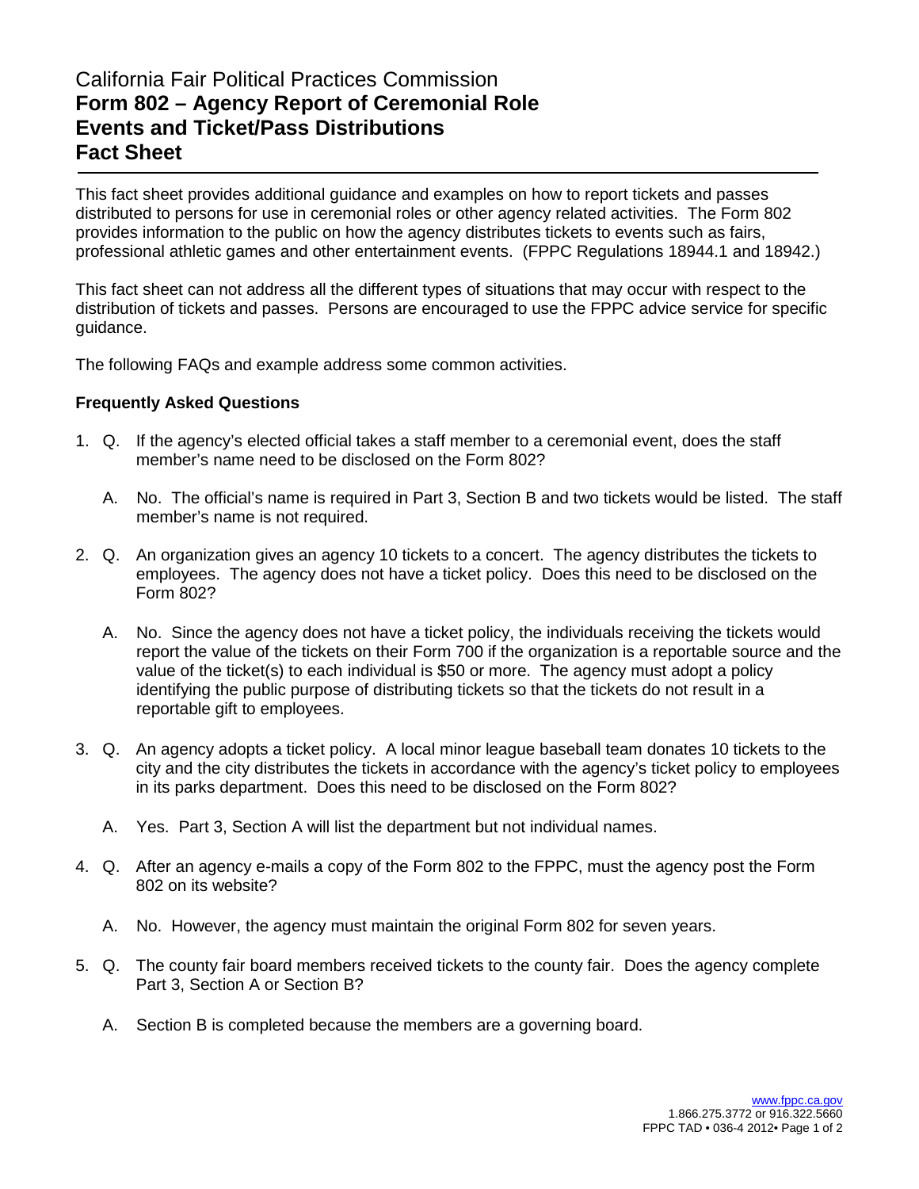# California Fair Political Practices Commission
# **Form 802 – Agency Report of Ceremonial Role Events and Ticket/Pass Distributions Fact Sheet**

This fact sheet provides additional guidance and examples on how to report tickets and passes distributed to persons for use in ceremonial roles or other agency related activities. The Form 802 provides information to the public on how the agency distributes tickets to events such as fairs, professional athletic games and other entertainment events. (FPPC Regulations 18944.1 and 18942.)

This fact sheet can not address all the different types of situations that may occur with respect to the distribution of tickets and passes. Persons are encouraged to use the FPPC advice service for specific guidance.

The following FAQs and example address some common activities.

### **Frequently Asked Questions**

1. Q. If the agency's elected official takes a staff member to a ceremonial event, does the staff member's name need to be disclosed on the Form 802?

   A. No. The official's name is required in Part 3, Section B and two tickets would be listed. The staff member's name is not required.

2. Q. An organization gives an agency 10 tickets to a concert. The agency distributes the tickets to employees. The agency does not have a ticket policy. Does this need to be disclosed on the Form 802?

   A. No. Since the agency does not have a ticket policy, the individuals receiving the tickets would report the value of the tickets on their Form 700 if the organization is a reportable source and the value of the ticket(s) to each individual is $50 or more. The agency must adopt a policy identifying the public purpose of distributing tickets so that the tickets do not result in a reportable gift to employees.

3. Q. An agency adopts a ticket policy. A local minor league baseball team donates 10 tickets to the city and the city distributes the tickets in accordance with the agency's ticket policy to employees in its parks department. Does this need to be disclosed on the Form 802?

   A. Yes. Part 3, Section A will list the department but not individual names.

4. Q. After an agency e-mails a copy of the Form 802 to the FPPC, must the agency post the Form 802 on its website?

   A. No. However, the agency must maintain the original Form 802 for seven years.

5. Q. The county fair board members received tickets to the county fair. Does the agency complete Part 3, Section A or Section B?

   A. Section B is completed because the members are a governing board.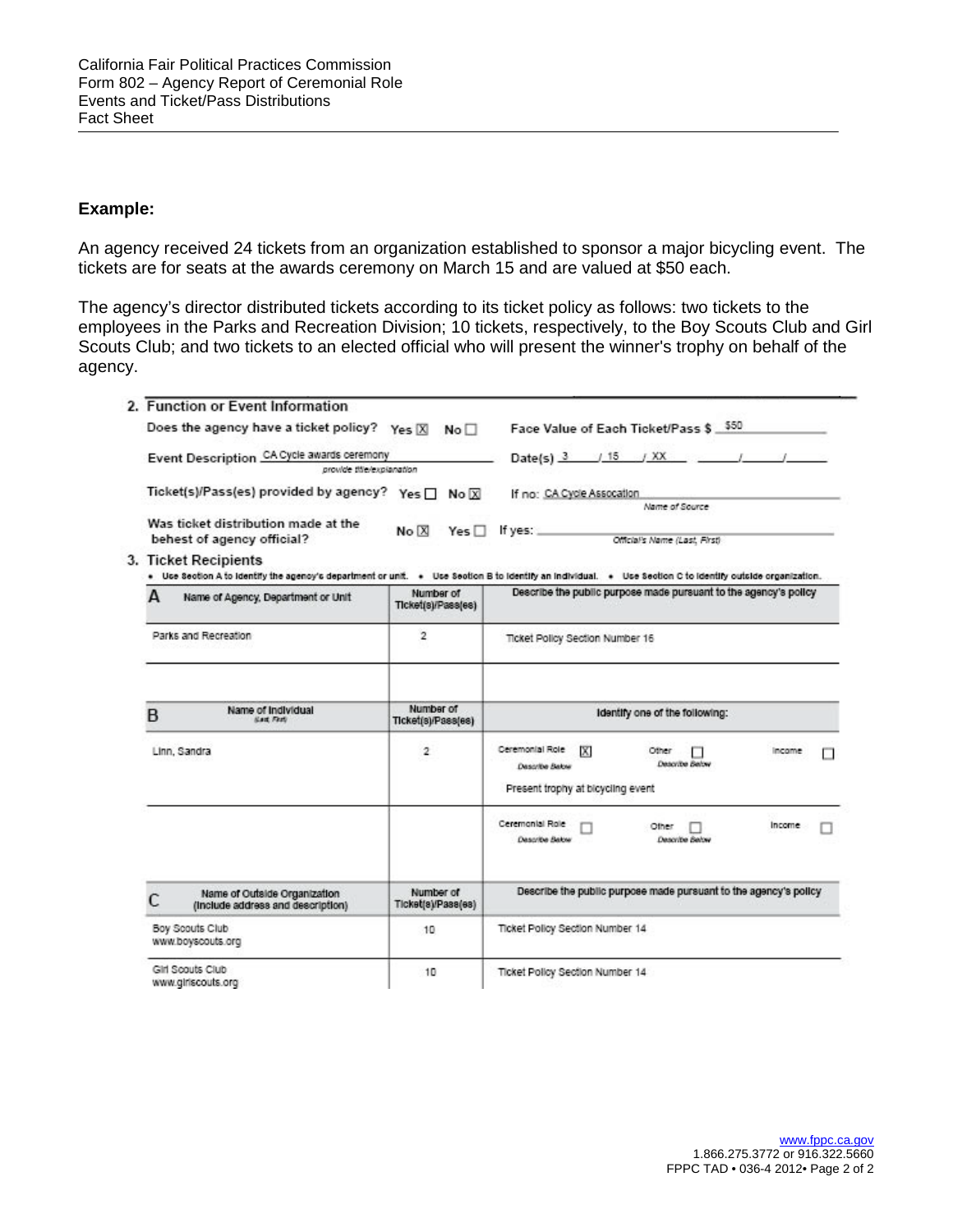**Example:**

An agency received 24 tickets from an organization established to sponsor a major bicycling event. The tickets are for seats at the awards ceremony on March 15 and are valued at $50 each.

The agency's director distributed tickets according to its ticket policy as follows: two tickets to the employees in the Parks and Recreation Division; 10 tickets, respectively, to the Boy Scouts Club and Girl Scouts Club; and two tickets to an elected official who will present the winner's trophy on behalf of the agency.

**2. Function or Event Information**

Does the agency have a ticket policy? Yes [X] No [ ]

Face Value of Each Ticket/Pass $ 550

Event Description CA Cycle awards ceremony (provide title/explanation)

Date(s) 3 / 15 / XX

Ticket(s)/Pass(es) provided by agency? Yes [ ] No [X]

If no: CA Cycle Assocation (Name of Source)

Was ticket distribution made at the behest of agency official? No [X] Yes [ ] If yes: ______ (Official's Name (Last, First))

**3. Ticket Recipients**

- Use Section A to identify the agency's department or unit. • Use Section B to identify an individual. • Use Section C to identify outside organization.

| A Name of Agency, Department or Unit | Number of Ticket(s)/Pass(es) | Describe the public purpose made pursuant to the agency's policy |
|---|---|---|
| Parks and Recreation | 2 | Ticket Policy Section Number 16 |
| | | |

| B Name of Individual (Last, First) | Number of Ticket(s)/Pass(es) | Identify one of the following: |
|---|---|---|
| Linn, Sandra | 2 | Ceremonial Role [X] Describe Below; Other [ ] Describe Below; Income [ ] — Present trophy at bicycling event |
| | | Ceremonial Role [ ] Describe Below; Other [ ] Describe Below; Income [ ] |

| C Name of Outside Organization (Include address and description) | Number of Ticket(s)/Pass(es) | Describe the public purpose made pursuant to the agency's policy |
|---|---|---|
| Boy Scouts Club www.boyscouts.org | 10 | Ticket Policy Section Number 14 |
| Girl Scouts Club www.girlscouts.org | 10 | Ticket Policy Section Number 14 |

www.fppc.ca.gov
1.866.275.3772 or 916.322.5660
FPPC TAD • 036-4 2012